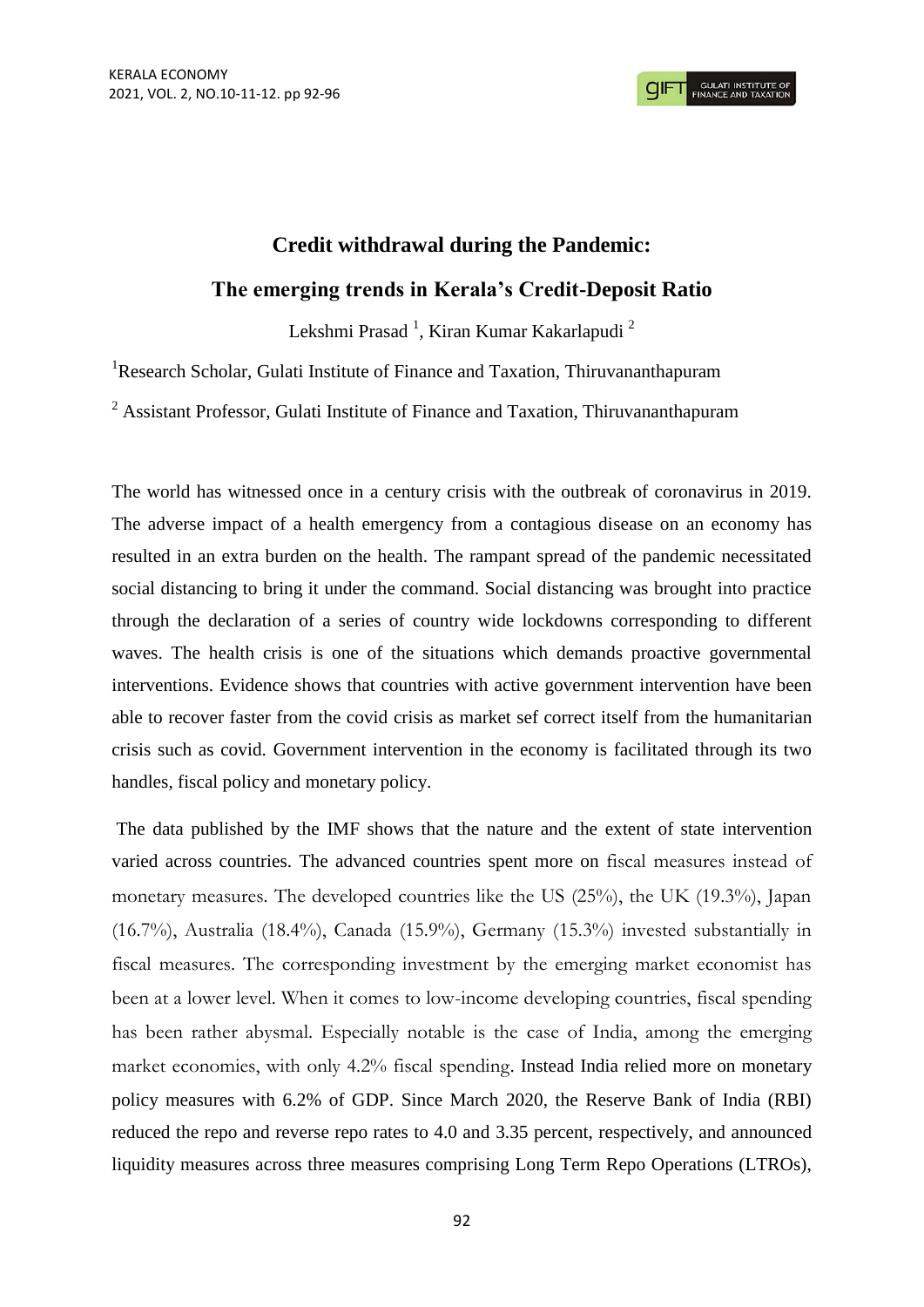# Credit withdrawal during the Pandemic:

## The emerging trends in Kerala's Credit-Deposit Ratio

Lekshmi Prasad [1], Kiran Kumar Kakarlapudi [2]

[1]Research Scholar, Gulati Institute of Finance and Taxation, Thiruvananthapuram

[2] Assistant Professor, Gulati Institute of Finance and Taxation, Thiruvananthapuram

The world has witnessed once in a century crisis with the outbreak of coronavirus in 2019. The adverse impact of a health emergency from a contagious disease on an economy has resulted in an extra burden on the health. The rampant spread of the pandemic necessitated social distancing to bring it under the command. Social distancing was brought into practice through the declaration of a series of country wide lockdowns corresponding to different waves. The health crisis is one of the situations which demands proactive governmental interventions. Evidence shows that countries with active government intervention have been able to recover faster from the covid crisis as market sef correct itself from the humanitarian crisis such as covid. Government intervention in the economy is facilitated through its two handles, fiscal policy and monetary policy.

The data published by the IMF shows that the nature and the extent of state intervention varied across countries. The advanced countries spent more on fiscal measures instead of monetary measures. The developed countries like the US (25%), the UK (19.3%), Japan (16.7%), Australia (18.4%), Canada (15.9%), Germany (15.3%) invested substantially in fiscal measures. The corresponding investment by the emerging market economist has been at a lower level. When it comes to low-income developing countries, fiscal spending has been rather abysmal. Especially notable is the case of India, among the emerging market economies, with only 4.2% fiscal spending. Instead India relied more on monetary policy measures with 6.2% of GDP. Since March 2020, the Reserve Bank of India (RBI) reduced the repo and reverse repo rates to 4.0 and 3.35 percent, respectively, and announced liquidity measures across three measures comprising Long Term Repo Operations (LTROs),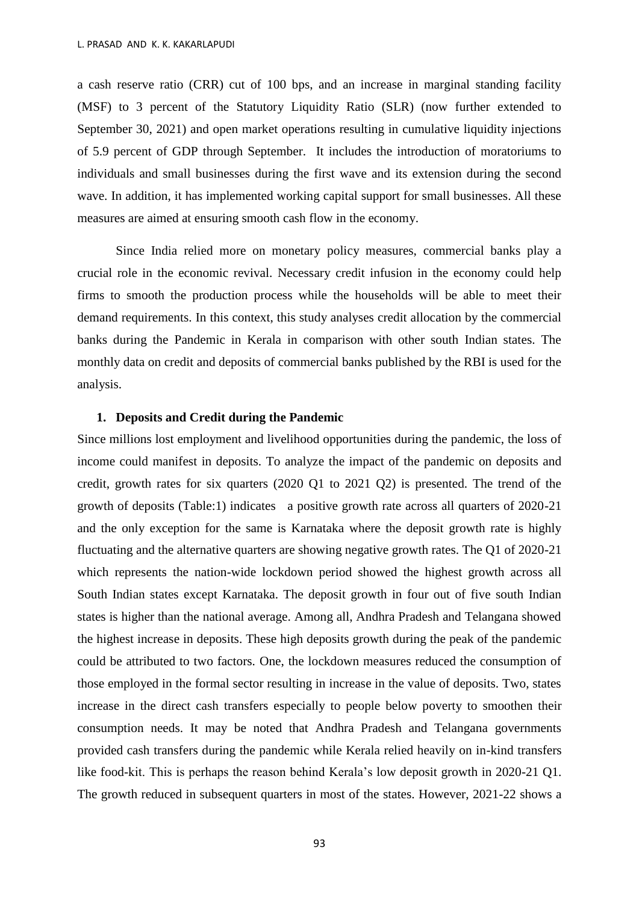a cash reserve ratio (CRR) cut of 100 bps, and an increase in marginal standing facility (MSF) to 3 percent of the Statutory Liquidity Ratio (SLR) (now further extended to September 30, 2021) and open market operations resulting in cumulative liquidity injections of 5.9 percent of GDP through September. It includes the introduction of moratoriums to individuals and small businesses during the first wave and its extension during the second wave. In addition, it has implemented working capital support for small businesses. All these measures are aimed at ensuring smooth cash flow in the economy.

Since India relied more on monetary policy measures, commercial banks play a crucial role in the economic revival. Necessary credit infusion in the economy could help firms to smooth the production process while the households will be able to meet their demand requirements. In this context, this study analyses credit allocation by the commercial banks during the Pandemic in Kerala in comparison with other south Indian states. The monthly data on credit and deposits of commercial banks published by the RBI is used for the analysis.

## 1. Deposits and Credit during the Pandemic

Since millions lost employment and livelihood opportunities during the pandemic, the loss of income could manifest in deposits. To analyze the impact of the pandemic on deposits and credit, growth rates for six quarters (2020 Q1 to 2021 Q2) is presented. The trend of the growth of deposits (Table:1) indicates a positive growth rate across all quarters of 2020-21 and the only exception for the same is Karnataka where the deposit growth rate is highly fluctuating and the alternative quarters are showing negative growth rates. The Q1 of 2020-21 which represents the nation-wide lockdown period showed the highest growth across all South Indian states except Karnataka. The deposit growth in four out of five south Indian states is higher than the national average. Among all, Andhra Pradesh and Telangana showed the highest increase in deposits. These high deposits growth during the peak of the pandemic could be attributed to two factors. One, the lockdown measures reduced the consumption of those employed in the formal sector resulting in increase in the value of deposits. Two, states increase in the direct cash transfers especially to people below poverty to smoothen their consumption needs. It may be noted that Andhra Pradesh and Telangana governments provided cash transfers during the pandemic while Kerala relied heavily on in-kind transfers like food-kit. This is perhaps the reason behind Kerala's low deposit growth in 2020-21 Q1. The growth reduced in subsequent quarters in most of the states. However, 2021-22 shows a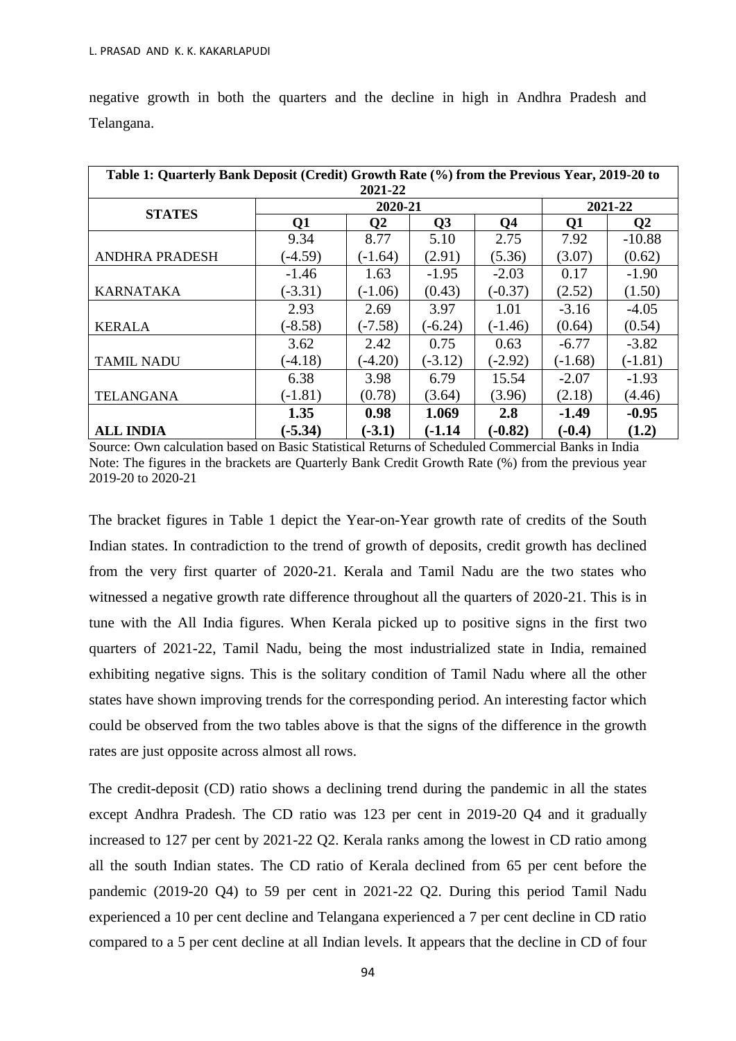negative growth in both the quarters and the decline in high in Andhra Pradesh and Telangana.

| **Table 1: Quarterly Bank Deposit (Credit) Growth Rate (%) from the Previous Year, 2019-20 to 2021-22** | | | | | | |
|---|---|---|---|---|---|---|
| **STATES** | **2020-21** | | | | **2021-22** | |
| | **Q1** | **Q2** | **Q3** | **Q4** | **Q1** | **Q2** |
| ANDHRA PRADESH | 9.34 (-4.59) | 8.77 (-1.64) | 5.10 (2.91) | 2.75 (5.36) | 7.92 (3.07) | -10.88 (0.62) |
| KARNATAKA | -1.46 (-3.31) | 1.63 (-1.06) | -1.95 (0.43) | -2.03 (-0.37) | 0.17 (2.52) | -1.90 (1.50) |
| KERALA | 2.93 (-8.58) | 2.69 (-7.58) | 3.97 (-6.24) | 1.01 (-1.46) | -3.16 (0.64) | -4.05 (0.54) |
| TAMIL NADU | 3.62 (-4.18) | 2.42 (-4.20) | 0.75 (-3.12) | 0.63 (-2.92) | -6.77 (-1.68) | -3.82 (-1.81) |
| TELANGANA | 6.38 (-1.81) | 3.98 (0.78) | 6.79 (3.64) | 15.54 (3.96) | -2.07 (2.18) | -1.93 (4.46) |
| **ALL INDIA** | **1.35 (-5.34)** | **0.98 (-3.1)** | **1.069 (-1.14** | **2.8 (-0.82)** | **-1.49 (-0.4)** | **-0.95 (1.2)** |

Source: Own calculation based on Basic Statistical Returns of Scheduled Commercial Banks in India
Note: The figures in the brackets are Quarterly Bank Credit Growth Rate (%) from the previous year 2019-20 to 2020-21

The bracket figures in Table 1 depict the Year-on-Year growth rate of credits of the South Indian states. In contradiction to the trend of growth of deposits, credit growth has declined from the very first quarter of 2020-21. Kerala and Tamil Nadu are the two states who witnessed a negative growth rate difference throughout all the quarters of 2020-21. This is in tune with the All India figures. When Kerala picked up to positive signs in the first two quarters of 2021-22, Tamil Nadu, being the most industrialized state in India, remained exhibiting negative signs. This is the solitary condition of Tamil Nadu where all the other states have shown improving trends for the corresponding period. An interesting factor which could be observed from the two tables above is that the signs of the difference in the growth rates are just opposite across almost all rows.

The credit-deposit (CD) ratio shows a declining trend during the pandemic in all the states except Andhra Pradesh. The CD ratio was 123 per cent in 2019-20 Q4 and it gradually increased to 127 per cent by 2021-22 Q2. Kerala ranks among the lowest in CD ratio among all the south Indian states. The CD ratio of Kerala declined from 65 per cent before the pandemic (2019-20 Q4) to 59 per cent in 2021-22 Q2. During this period Tamil Nadu experienced a 10 per cent decline and Telangana experienced a 7 per cent decline in CD ratio compared to a 5 per cent decline at all Indian levels. It appears that the decline in CD of four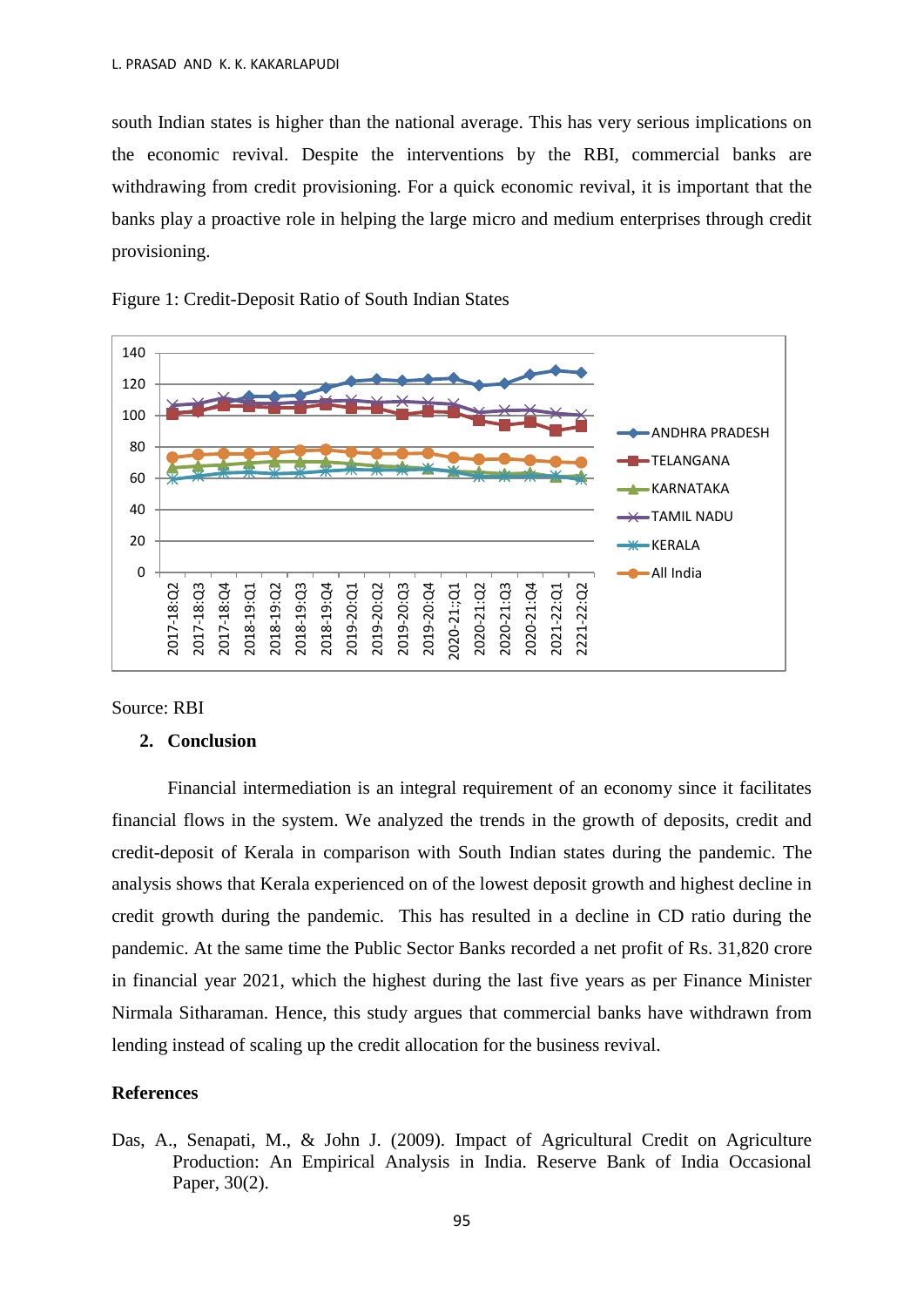south Indian states is higher than the national average. This has very serious implications on the economic revival. Despite the interventions by the RBI, commercial banks are withdrawing from credit provisioning. For a quick economic revival, it is important that the banks play a proactive role in helping the large micro and medium enterprises through credit provisioning.

Figure 1: Credit-Deposit Ratio of South Indian States

Source: RBI

## 2. Conclusion

Financial intermediation is an integral requirement of an economy since it facilitates financial flows in the system. We analyzed the trends in the growth of deposits, credit and credit-deposit of Kerala in comparison with South Indian states during the pandemic. The analysis shows that Kerala experienced on of the lowest deposit growth and highest decline in credit growth during the pandemic. This has resulted in a decline in CD ratio during the pandemic. At the same time the Public Sector Banks recorded a net profit of Rs. 31,820 crore in financial year 2021, which the highest during the last five years as per Finance Minister Nirmala Sitharaman. Hence, this study argues that commercial banks have withdrawn from lending instead of scaling up the credit allocation for the business revival.

## References

Das, A., Senapati, M., & John J. (2009). Impact of Agricultural Credit on Agriculture Production: An Empirical Analysis in India. Reserve Bank of India Occasional Paper, 30(2).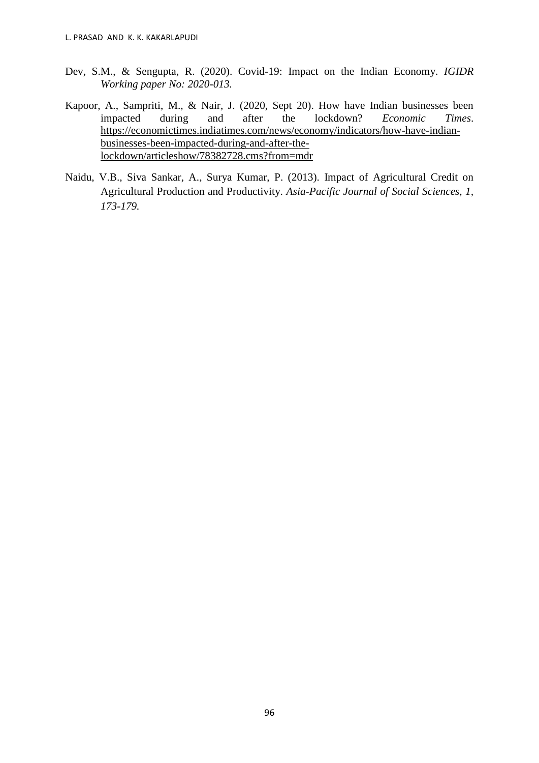Dev, S.M., & Sengupta, R. (2020). Covid-19: Impact on the Indian Economy. *IGIDR Working paper No: 2020-013.*

Kapoor, A., Sampriti, M., & Nair, J. (2020, Sept 20). How have Indian businesses been impacted during and after the lockdown? *Economic Times*. https://economictimes.indiatimes.com/news/economy/indicators/how-have-indian-businesses-been-impacted-during-and-after-the-lockdown/articleshow/78382728.cms?from=mdr

Naidu, V.B., Siva Sankar, A., Surya Kumar, P. (2013). Impact of Agricultural Credit on Agricultural Production and Productivity. *Asia-Pacific Journal of Social Sciences, 1, 173-179.*